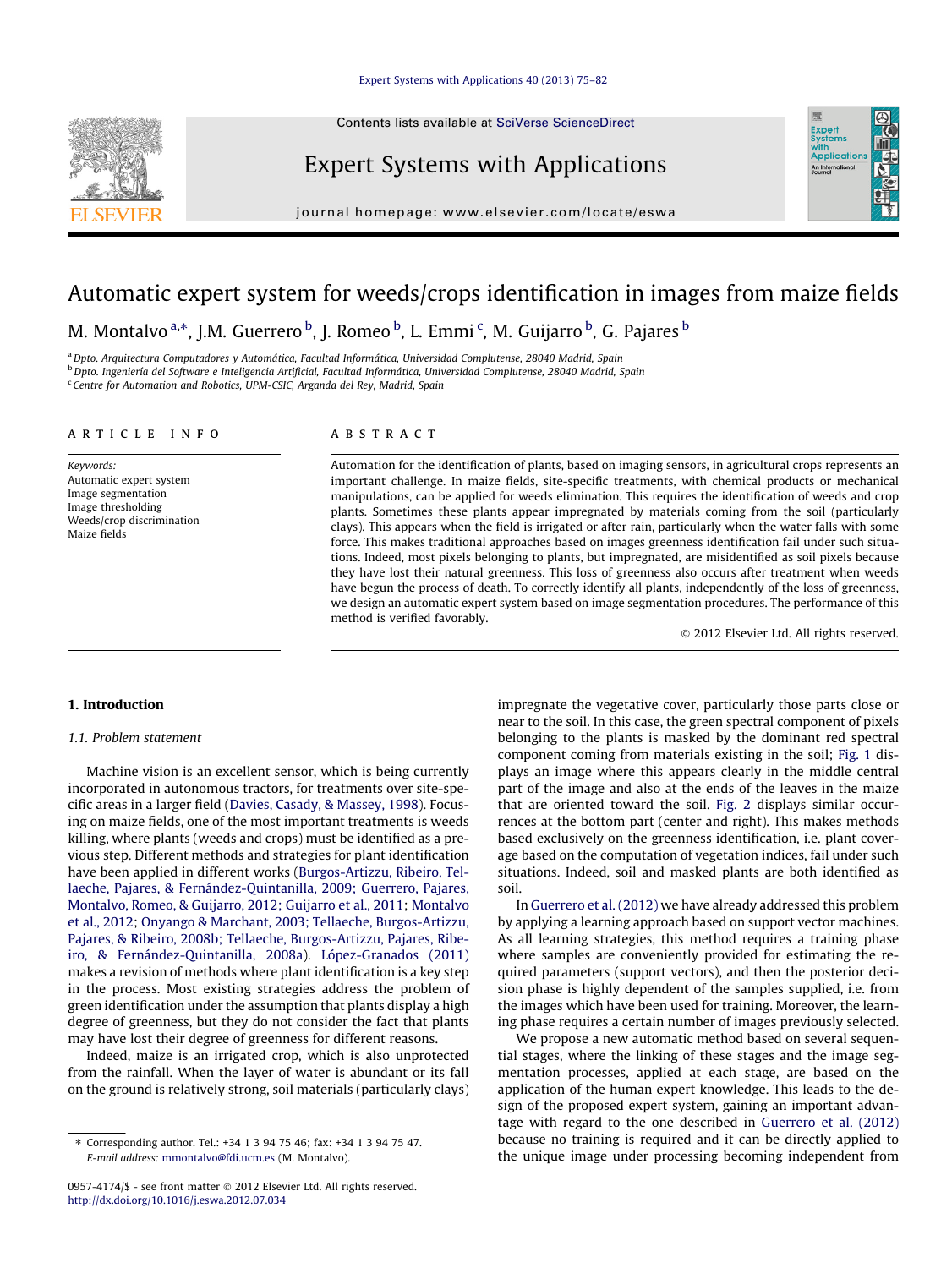Contents lists available at SciVerse ScienceDirect

# Expert Systems with Applications

journal homepage: www.elsevier.com/locate/eswa

# Automatic expert system for weeds/crops identification in images from maize fields

M. Montalvo [a,*], J.M. Guerrero [b], J. Romeo [b], L. Emmi [c], M. Guijarro [b], G. Pajares [b]

[a] Dpto. Arquitectura Computadores y Automática, Facultad Informática, Universidad Complutense, 28040 Madrid, Spain
[b] Dpto. Ingeniería del Software e Inteligencia Artificial, Facultad Informática, Universidad Complutense, 28040 Madrid, Spain
[c] Centre for Automation and Robotics, UPM-CSIC, Arganda del Rey, Madrid, Spain

## ARTICLE INFO

*Keywords:*
Automatic expert system
Image segmentation
Image thresholding
Weeds/crop discrimination
Maize fields

## ABSTRACT

Automation for the identification of plants, based on imaging sensors, in agricultural crops represents an important challenge. In maize fields, site-specific treatments, with chemical products or mechanical manipulations, can be applied for weeds elimination. This requires the identification of weeds and crop plants. Sometimes these plants appear impregnated by materials coming from the soil (particularly clays). This appears when the field is irrigated or after rain, particularly when the water falls with some force. This makes traditional approaches based on images greenness identification fail under such situations. Indeed, most pixels belonging to plants, but impregnated, are misidentified as soil pixels because they have lost their natural greenness. This loss of greenness also occurs after treatment when weeds have begun the process of death. To correctly identify all plants, independently of the loss of greenness, we design an automatic expert system based on image segmentation procedures. The performance of this method is verified favorably.

© 2012 Elsevier Ltd. All rights reserved.

## 1. Introduction

### 1.1. Problem statement

Machine vision is an excellent sensor, which is being currently incorporated in autonomous tractors, for treatments over site-specific areas in a larger field (Davies, Casady, & Massey, 1998). Focusing on maize fields, one of the most important treatments is weeds killing, where plants (weeds and crops) must be identified as a previous step. Different methods and strategies for plant identification have been applied in different works (Burgos-Artizzu, Ribeiro, Tellaeche, Pajares, & Fernández-Quintanilla, 2009; Guerrero, Pajares, Montalvo, Romeo, & Guijarro, 2012; Guijarro et al., 2011; Montalvo et al., 2012; Onyango & Marchant, 2003; Tellaeche, Burgos-Artizzu, Pajares, & Ribeiro, 2008b; Tellaeche, Burgos-Artizzu, Pajares, Ribeiro, & Fernández-Quintanilla, 2008a). López-Granados (2011) makes a revision of methods where plant identification is a key step in the process. Most existing strategies address the problem of green identification under the assumption that plants display a high degree of greenness, but they do not consider the fact that plants may have lost their degree of greenness for different reasons.

Indeed, maize is an irrigated crop, which is also unprotected from the rainfall. When the layer of water is abundant or its fall on the ground is relatively strong, soil materials (particularly clays) impregnate the vegetative cover, particularly those parts close or near to the soil. In this case, the green spectral component of pixels belonging to the plants is masked by the dominant red spectral component coming from materials existing in the soil; Fig. 1 displays an image where this appears clearly in the middle central part of the image and also at the ends of the leaves in the maize that are oriented toward the soil. Fig. 2 displays similar occurrences at the bottom part (center and right). This makes methods based exclusively on the greenness identification, i.e. plant coverage based on the computation of vegetation indices, fail under such situations. Indeed, soil and masked plants are both identified as soil.

In Guerrero et al. (2012) we have already addressed this problem by applying a learning approach based on support vector machines. As all learning strategies, this method requires a training phase where samples are conveniently provided for estimating the required parameters (support vectors), and then the posterior decision phase is highly dependent of the samples supplied, i.e. from the images which have been used for training. Moreover, the learning phase requires a certain number of images previously selected.

We propose a new automatic method based on several sequential stages, where the linking of these stages and the image segmentation processes, applied at each stage, are based on the application of the human expert knowledge. This leads to the design of the proposed expert system, gaining an important advantage with regard to the one described in Guerrero et al. (2012) because no training is required and it can be directly applied to the unique image under processing becoming independent from

---

* Corresponding author. Tel.: +34 1 3 94 75 46; fax: +34 1 3 94 75 47.
*E-mail address:* mmontalvo@fdi.ucm.es (M. Montalvo).

0957-4174/$ - see front matter © 2012 Elsevier Ltd. All rights reserved.
http://dx.doi.org/10.1016/j.eswa.2012.07.034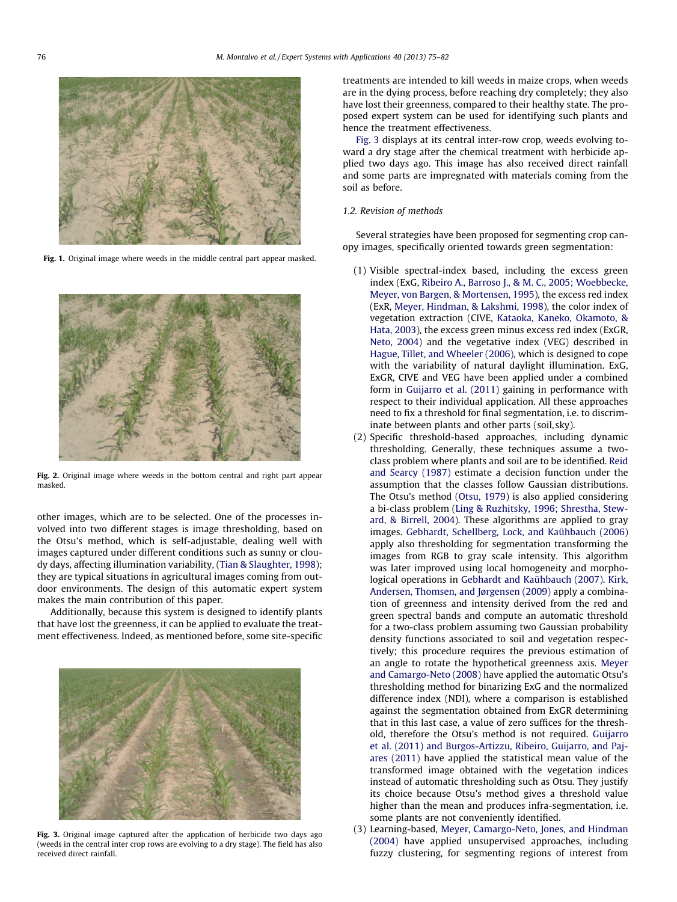Fig. 1. Original image where weeds in the middle central part appear masked.

Fig. 2. Original image where weeds in the bottom central and right part appear masked.

other images, which are to be selected. One of the processes involved into two different stages is image thresholding, based on the Otsu's method, which is self-adjustable, dealing well with images captured under different conditions such as sunny or cloudy days, affecting illumination variability, (Tian & Slaughter, 1998); they are typical situations in agricultural images coming from outdoor environments. The design of this automatic expert system makes the main contribution of this paper.

Additionally, because this system is designed to identify plants that have lost the greenness, it can be applied to evaluate the treatment effectiveness. Indeed, as mentioned before, some site-specific treatments are intended to kill weeds in maize crops, when weeds are in the dying process, before reaching dry completely; they also have lost their greenness, compared to their healthy state. The proposed expert system can be used for identifying such plants and hence the treatment effectiveness.

Fig. 3 displays at its central inter-row crop, weeds evolving toward a dry stage after the chemical treatment with herbicide applied two days ago. This image has also received direct rainfall and some parts are impregnated with materials coming from the soil as before.

Fig. 3. Original image captured after the application of herbicide two days ago (weeds in the central inter crop rows are evolving to a dry stage). The field has also received direct rainfall.

### 1.2. Revision of methods

Several strategies have been proposed for segmenting crop canopy images, specifically oriented towards green segmentation:

(1) Visible spectral-index based, including the excess green index (ExG, Ribeiro A., Barroso J., & M. C., 2005; Woebbecke, Meyer, von Bargen, & Mortensen, 1995), the excess red index (ExR, Meyer, Hindman, & Lakshmi, 1998), the color index of vegetation extraction (CIVE, Kataoka, Kaneko, Okamoto, & Hata, 2003), the excess green minus excess red index (ExGR, Neto, 2004) and the vegetative index (VEG) described in Hague, Tillet, and Wheeler (2006), which is designed to cope with the variability of natural daylight illumination. ExG, ExGR, CIVE and VEG have been applied under a combined form in Guijarro et al. (2011) gaining in performance with respect to their individual application. All these approaches need to fix a threshold for final segmentation, i.e. to discriminate between plants and other parts (soil, sky).

(2) Specific threshold-based approaches, including dynamic thresholding. Generally, these techniques assume a two-class problem where plants and soil are to be identified. Reid and Searcy (1987) estimate a decision function under the assumption that the classes follow Gaussian distributions. The Otsu's method (Otsu, 1979) is also applied considering a bi-class problem (Ling & Ruzhitsky, 1996; Shrestha, Steward, & Birrell, 2004). These algorithms are applied to gray images. Gebhardt, Schellberg, Lock, and Kaühbauch (2006) apply also thresholding for segmentation transforming the images from RGB to gray scale intensity. This algorithm was later improved using local homogeneity and morphological operations in Gebhardt and Kaühbauch (2007). Kirk, Andersen, Thomsen, and Jørgensen (2009) apply a combination of greenness and intensity derived from the red and green spectral bands and compute an automatic threshold for a two-class problem assuming two Gaussian probability density functions associated to soil and vegetation respectively; this procedure requires the previous estimation of an angle to rotate the hypothetical greenness axis. Meyer and Camargo-Neto (2008) have applied the automatic Otsu's thresholding method for binarizing ExG and the normalized difference index (NDI), where a comparison is established against the segmentation obtained from ExGR determining that in this last case, a value of zero suffices for the threshold, therefore the Otsu's method is not required. Guijarro et al. (2011) and Burgos-Artizzu, Ribeiro, Guijarro, and Pajares (2011) have applied the statistical mean value of the transformed image obtained with the vegetation indices instead of automatic thresholding such as Otsu. They justify its choice because Otsu's method gives a threshold value higher than the mean and produces infra-segmentation, i.e. some plants are not conveniently identified.

(3) Learning-based, Meyer, Camargo-Neto, Jones, and Hindman (2004) have applied unsupervised approaches, including fuzzy clustering, for segmenting regions of interest from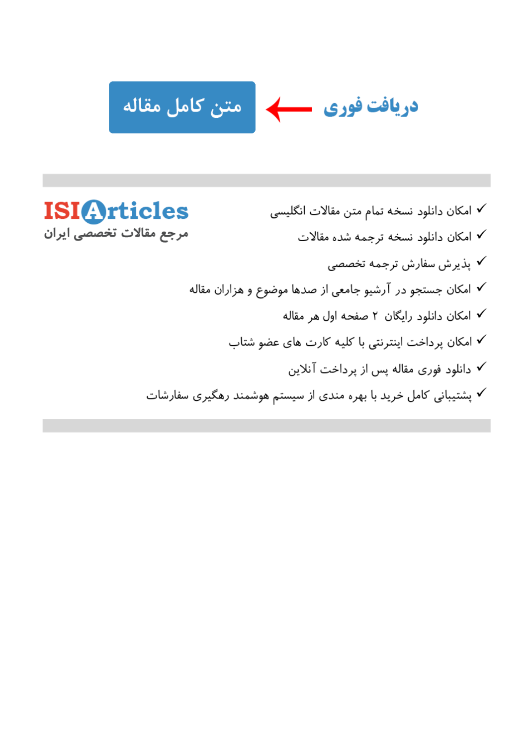دریافت فوری ← **متن کامل مقاله**

**ISIArticles**
مرجع مقالات تخصصی ایران

- ✓ امکان دانلود نسخه تمام متن مقالات انگلیسی
- ✓ امکان دانلود نسخه ترجمه شده مقالات
- ✓ پذیرش سفارش ترجمه تخصصی
- ✓ امکان جستجو در آرشیو جامعی از صدها موضوع و هزاران مقاله
- ✓ امکان دانلود رایگان ۲ صفحه اول هر مقاله
- ✓ امکان پرداخت اینترنتی با کلیه کارت های عضو شتاب
- ✓ دانلود فوری مقاله پس از پرداخت آنلاین
- ✓ پشتیبانی کامل خرید با بهره مندی از سیستم هوشمند رهگیری سفارشات